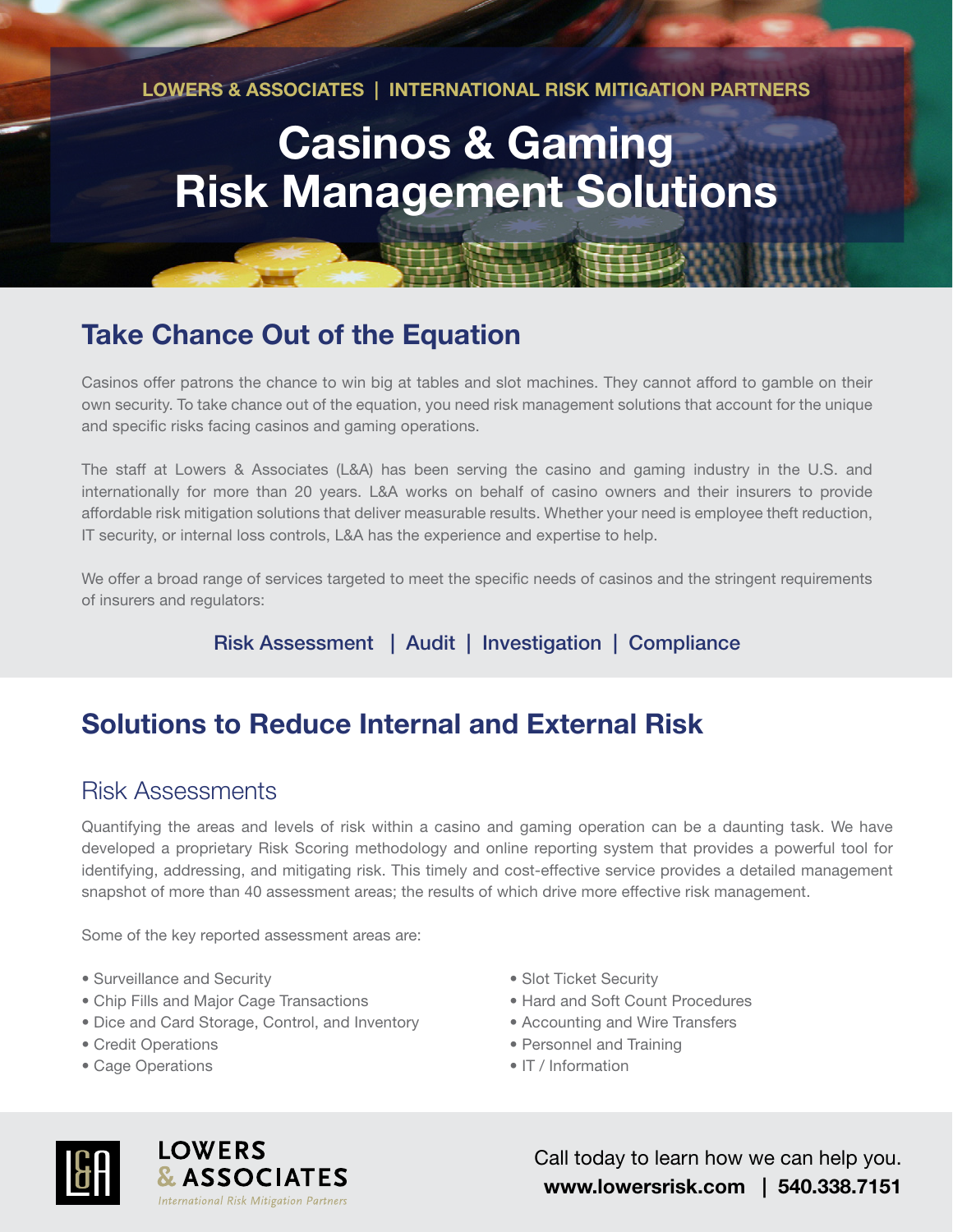LOWERS & ASSOCIATES | INTERNATIONAL RISK MITIGATION PARTNERS

# Casinos & Gaming Risk Management Solutions

## Take Chance Out of the Equation

Casinos offer patrons the chance to win big at tables and slot machines. They cannot afford to gamble on their own security. To take chance out of the equation, you need risk management solutions that account for the unique and specific risks facing casinos and gaming operations.

The staff at Lowers & Associates (L&A) has been serving the casino and gaming industry in the U.S. and internationally for more than 20 years. L&A works on behalf of casino owners and their insurers to provide affordable risk mitigation solutions that deliver measurable results. Whether your need is employee theft reduction, IT security, or internal loss controls, L&A has the experience and expertise to help.

We offer a broad range of services targeted to meet the specific needs of casinos and the stringent requirements of insurers and regulators:

Risk Assessment | Audit | Investigation | Compliance

## Solutions to Reduce Internal and External Risk

### Risk Assessments

Quantifying the areas and levels of risk within a casino and gaming operation can be a daunting task. We have developed a proprietary Risk Scoring methodology and online reporting system that provides a powerful tool for identifying, addressing, and mitigating risk. This timely and cost-effective service provides a detailed management snapshot of more than 40 assessment areas; the results of which drive more effective risk management.

Some of the key reported assessment areas are:

- Surveillance and Security
- Chip Fills and Major Cage Transactions
- Dice and Card Storage, Control, and Inventory
- Credit Operations
- Cage Operations
- Slot Ticket Security
- Hard and Soft Count Procedures
- Accounting and Wire Transfers
- Personnel and Training
- IT / Information

LOWERS & ASSOCIATES
*International Risk Mitigation Partners*

Call today to learn how we can help you.
**www.lowersrisk.com | 540.338.7151**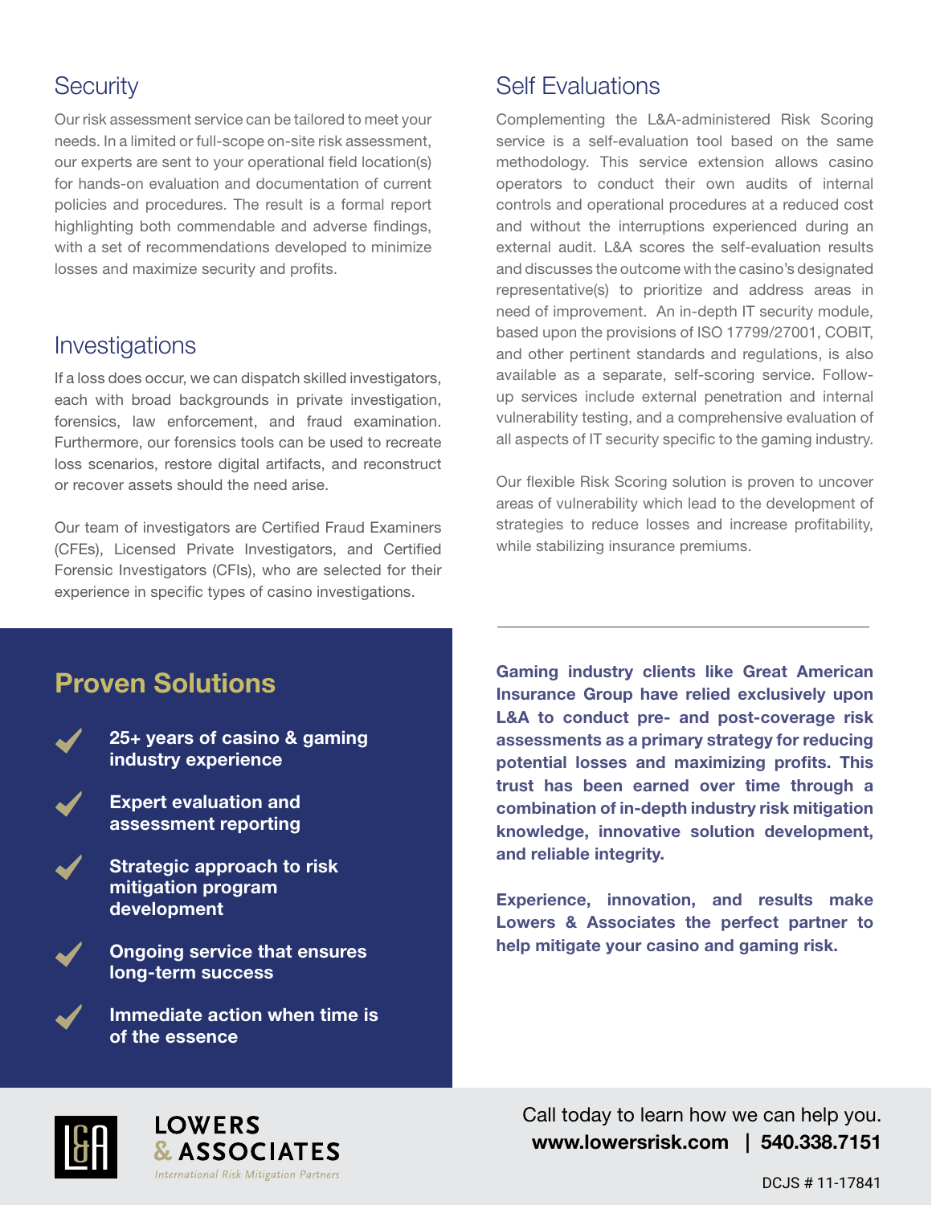## Security

Our risk assessment service can be tailored to meet your needs. In a limited or full-scope on-site risk assessment, our experts are sent to your operational field location(s) for hands-on evaluation and documentation of current policies and procedures. The result is a formal report highlighting both commendable and adverse findings, with a set of recommendations developed to minimize losses and maximize security and profits.

## Investigations

If a loss does occur, we can dispatch skilled investigators, each with broad backgrounds in private investigation, forensics, law enforcement, and fraud examination. Furthermore, our forensics tools can be used to recreate loss scenarios, restore digital artifacts, and reconstruct or recover assets should the need arise.

Our team of investigators are Certified Fraud Examiners (CFEs), Licensed Private Investigators, and Certified Forensic Investigators (CFIs), who are selected for their experience in specific types of casino investigations.

## Self Evaluations

Complementing the L&A-administered Risk Scoring service is a self-evaluation tool based on the same methodology. This service extension allows casino operators to conduct their own audits of internal controls and operational procedures at a reduced cost and without the interruptions experienced during an external audit. L&A scores the self-evaluation results and discusses the outcome with the casino's designated representative(s) to prioritize and address areas in need of improvement. An in-depth IT security module, based upon the provisions of ISO 17799/27001, COBIT, and other pertinent standards and regulations, is also available as a separate, self-scoring service. Follow-up services include external penetration and internal vulnerability testing, and a comprehensive evaluation of all aspects of IT security specific to the gaming industry.

Our flexible Risk Scoring solution is proven to uncover areas of vulnerability which lead to the development of strategies to reduce losses and increase profitability, while stabilizing insurance premiums.

## Proven Solutions

- **25+ years of casino & gaming industry experience**
- **Expert evaluation and assessment reporting**
- **Strategic approach to risk mitigation program development**
- **Ongoing service that ensures long-term success**
- **Immediate action when time is of the essence**

**Gaming industry clients like Great American Insurance Group have relied exclusively upon L&A to conduct pre- and post-coverage risk assessments as a primary strategy for reducing potential losses and maximizing profits. This trust has been earned over time through a combination of in-depth industry risk mitigation knowledge, innovative solution development, and reliable integrity.**

**Experience, innovation, and results make Lowers & Associates the perfect partner to help mitigate your casino and gaming risk.**

LOWERS & ASSOCIATES

*International Risk Mitigation Partners*

Call today to learn how we can help you.

**www.lowersrisk.com | 540.338.7151**

DCJS # 11-17841